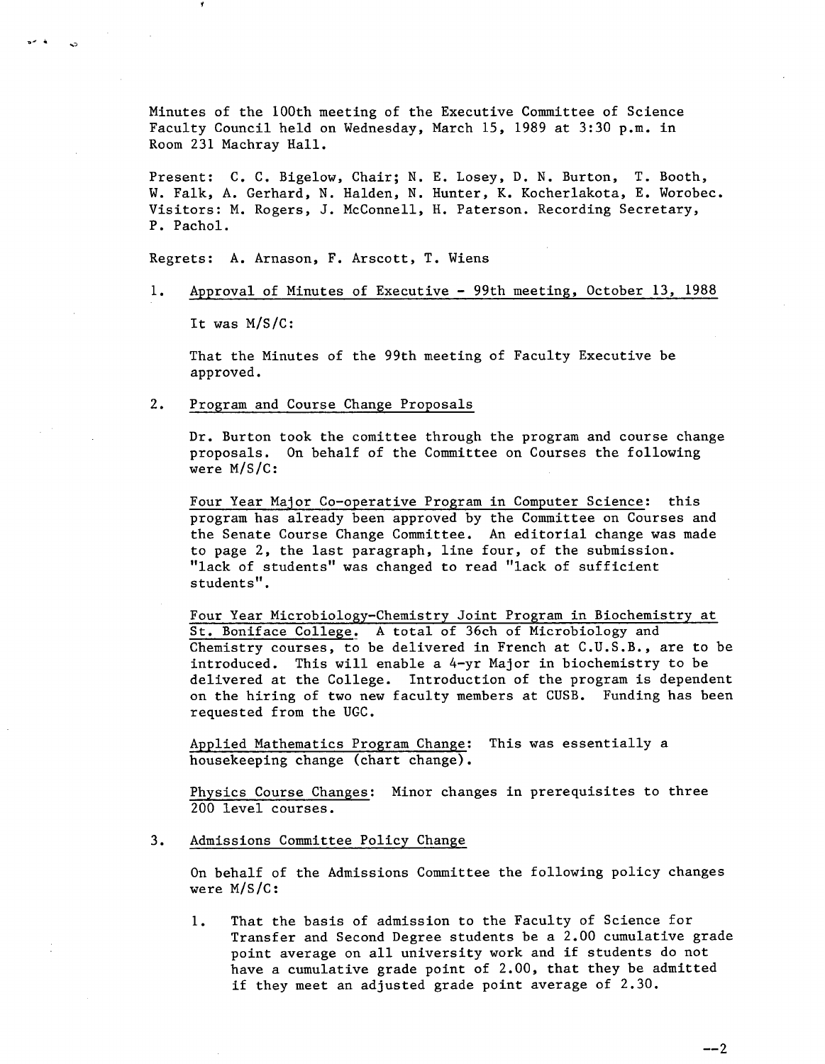Minutes of the 100th meeting of the Executive Committee of Science Faculty Council held on Wednesday, March 15, 1989 at 3:30 p.m. in Room 231 Machray Hall.

Present: C. C. Bigelow, Chair; N. E. Losey, D. N. Burton, T. Booth, W. Falk, A. Gerhard, N. Halden, N. Hunter, K. Kocherlakota, E. Worobec. Visitors: M. Rogers, J. McConnell, H. Paterson. Recording Secretary, P. Pachol.

Regrets: A. Arnason, F. Arscott, T. Wiens

1. Approval of Minutes of Executive - 99th meeting, October 13, 1988

   It was M/S/C:

   That the Minutes of the 99th meeting of Faculty Executive be approved.

2. Program and Course Change Proposals

   Dr. Burton took the comittee through the program and course change proposals. On behalf of the Committee on Courses the following were M/S/C:

   Four Year Major Co-operative Program in Computer Science: this program has already been approved by the Committee on Courses and the Senate Course Change Committee. An editorial change was made to page 2, the last paragraph, line four, of the submission. "lack of students" was changed to read "lack of sufficient students".

   Four Year Microbiology-Chemistry Joint Program in Biochemistry at St. Boniface College. A total of 36ch of Microbiology and Chemistry courses, to be delivered in French at C.U.S.B., are to be introduced. This will enable a 4-yr Major in biochemistry to be delivered at the College. Introduction of the program is dependent on the hiring of two new faculty members at CUSB. Funding has been requested from the UGC.

   Applied Mathematics Program Change: This was essentially a housekeeping change (chart change).

   Physics Course Changes: Minor changes in prerequisites to three 200 level courses.

3. Admissions Committee Policy Change

   On behalf of the Admissions Committee the following policy changes were M/S/C:

   1. That the basis of admission to the Faculty of Science for Transfer and Second Degree students be a 2.00 cumulative grade point average on all university work and if students do not have a cumulative grade point of 2.00, that they be admitted if they meet an adjusted grade point average of 2.30.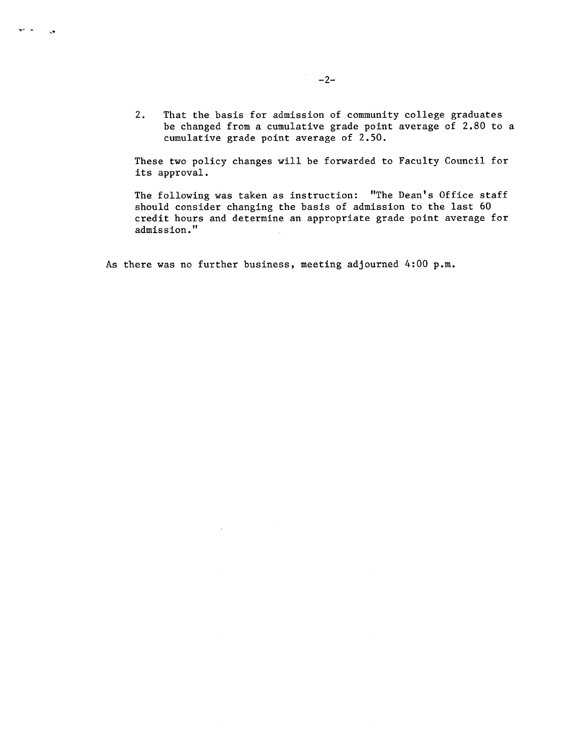2. That the basis for admission of community college graduates be changed from a cumulative grade point average of 2.80 to a cumulative grade point average of 2.50.

These two policy changes will be forwarded to Faculty Council for its approval.

The following was taken as instruction: "The Dean's Office staff should consider changing the basis of admission to the last 60 credit hours and determine an appropriate grade point average for admission."

As there was no further business, meeting adjourned 4:00 p.m.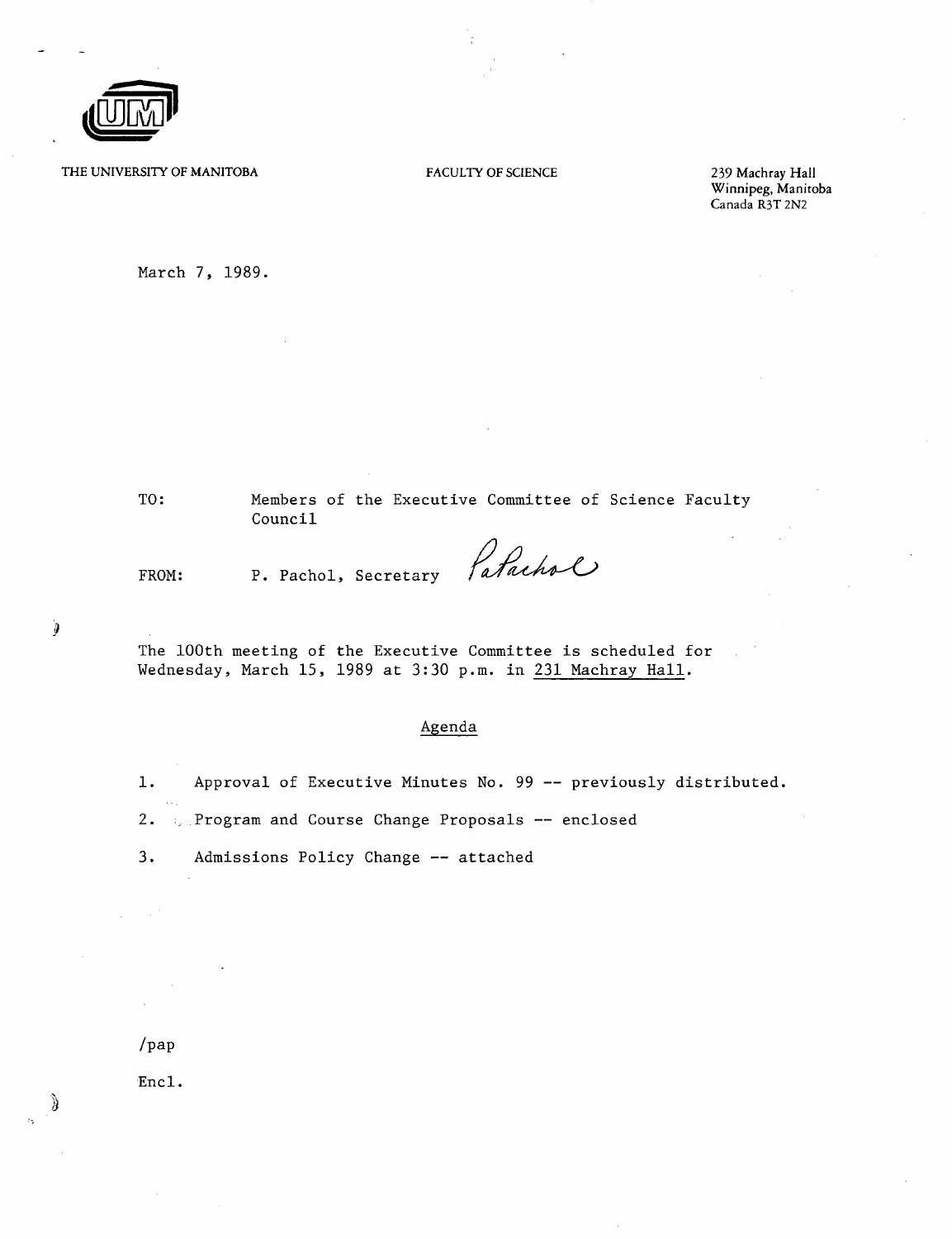THE UNIVERSITY OF MANITOBA

FACULTY OF SCIENCE

239 Machray Hall
Winnipeg, Manitoba
Canada R3T 2N2

March 7, 1989.

TO: Members of the Executive Committee of Science Faculty Council

FROM: P. Pachol, Secretary

The 100th meeting of the Executive Committee is scheduled for Wednesday, March 15, 1989 at 3:30 p.m. in 231 Machray Hall.

## Agenda

1. Approval of Executive Minutes No. 99 -- previously distributed.
2. Program and Course Change Proposals -- enclosed
3. Admissions Policy Change -- attached

/pap

Encl.